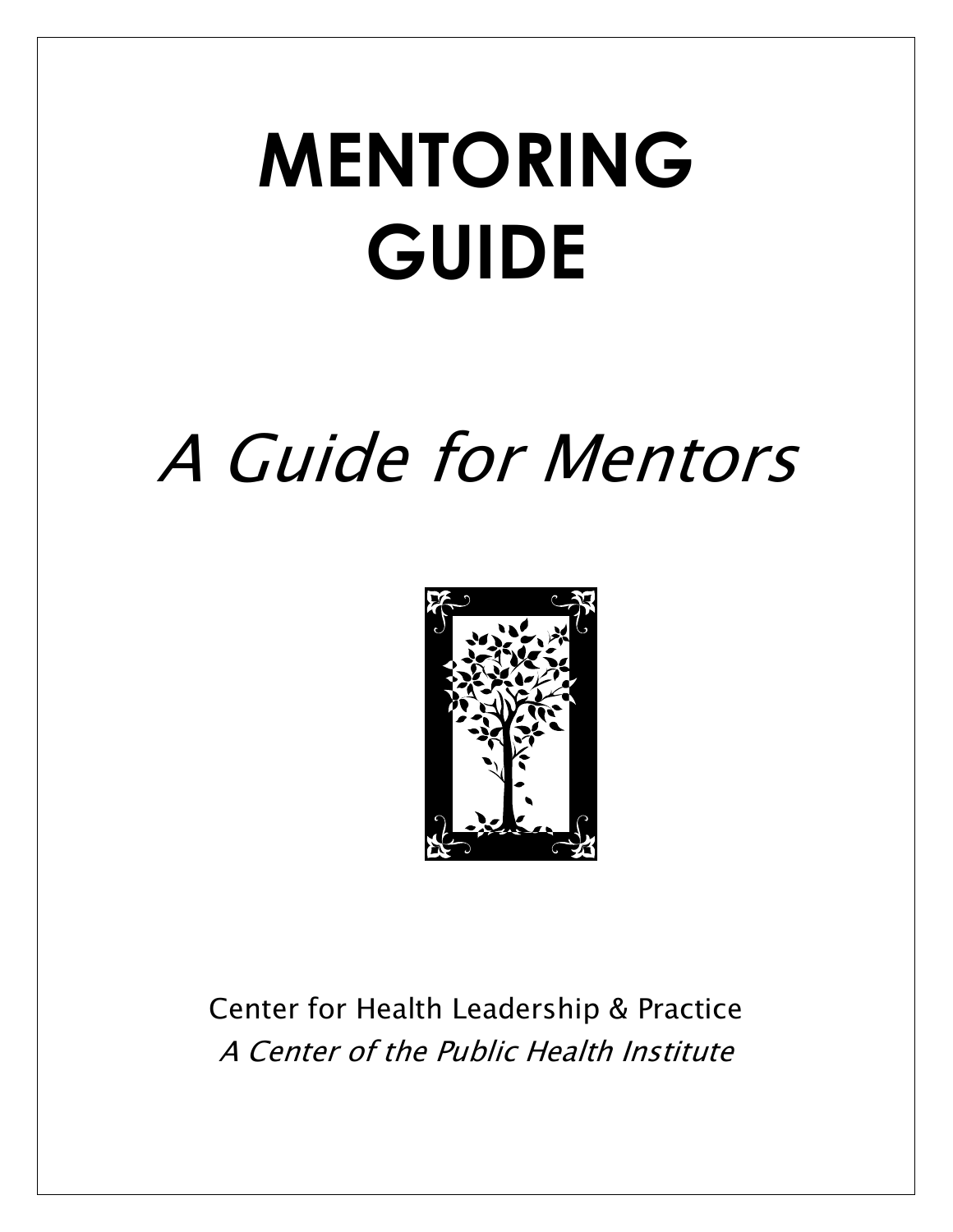# MENTORING GUIDE

## *A Guide for Mentors*

Center for Health Leadership & Practice

*A Center of the Public Health Institute*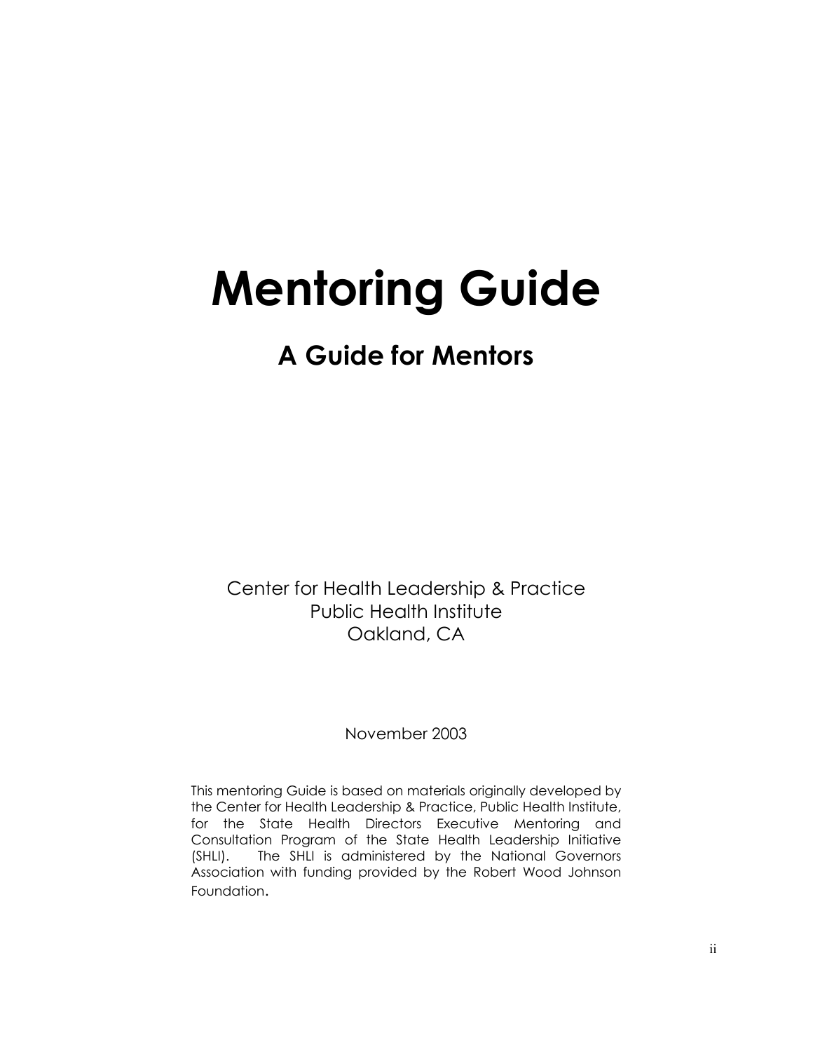# Mentoring Guide

## A Guide for Mentors

Center for Health Leadership & Practice
Public Health Institute
Oakland, CA

November 2003

This mentoring Guide is based on materials originally developed by the Center for Health Leadership & Practice, Public Health Institute, for the State Health Directors Executive Mentoring and Consultation Program of the State Health Leadership Initiative (SHLI). The SHLI is administered by the National Governors Association with funding provided by the Robert Wood Johnson Foundation.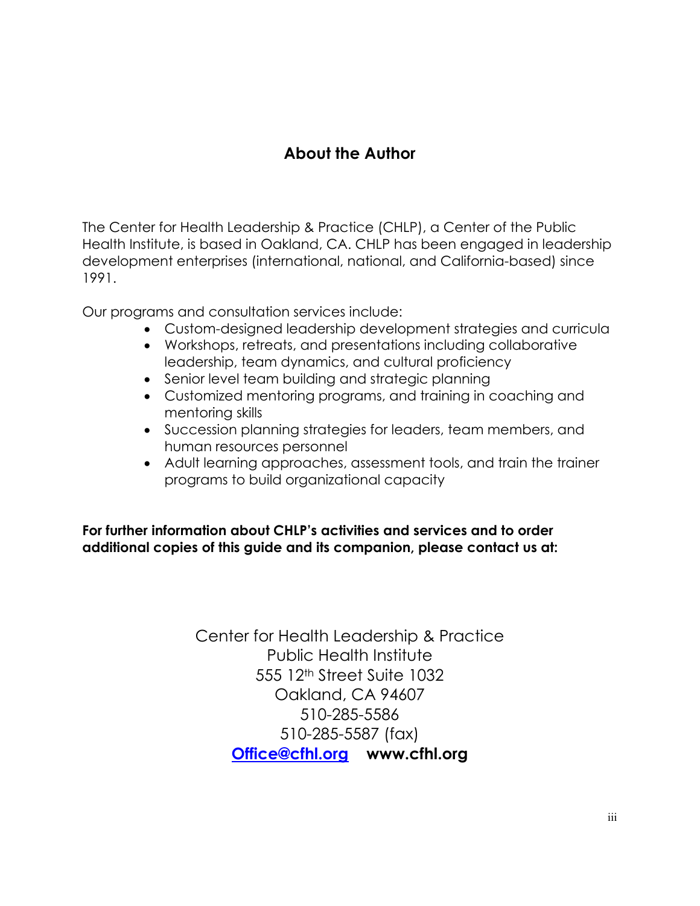## About the Author

The Center for Health Leadership & Practice (CHLP), a Center of the Public Health Institute, is based in Oakland, CA. CHLP has been engaged in leadership development enterprises (international, national, and California-based) since 1991.

Our programs and consultation services include:

- Custom-designed leadership development strategies and curricula
- Workshops, retreats, and presentations including collaborative leadership, team dynamics, and cultural proficiency
- Senior level team building and strategic planning
- Customized mentoring programs, and training in coaching and mentoring skills
- Succession planning strategies for leaders, team members, and human resources personnel
- Adult learning approaches, assessment tools, and train the trainer programs to build organizational capacity

**For further information about CHLP's activities and services and to order additional copies of this guide and its companion, please contact us at:**

Center for Health Leadership & Practice
Public Health Institute
555 12th Street Suite 1032
Oakland, CA 94607
510-285-5586
510-285-5587 (fax)
**Office@cfhl.org** **www.cfhl.org**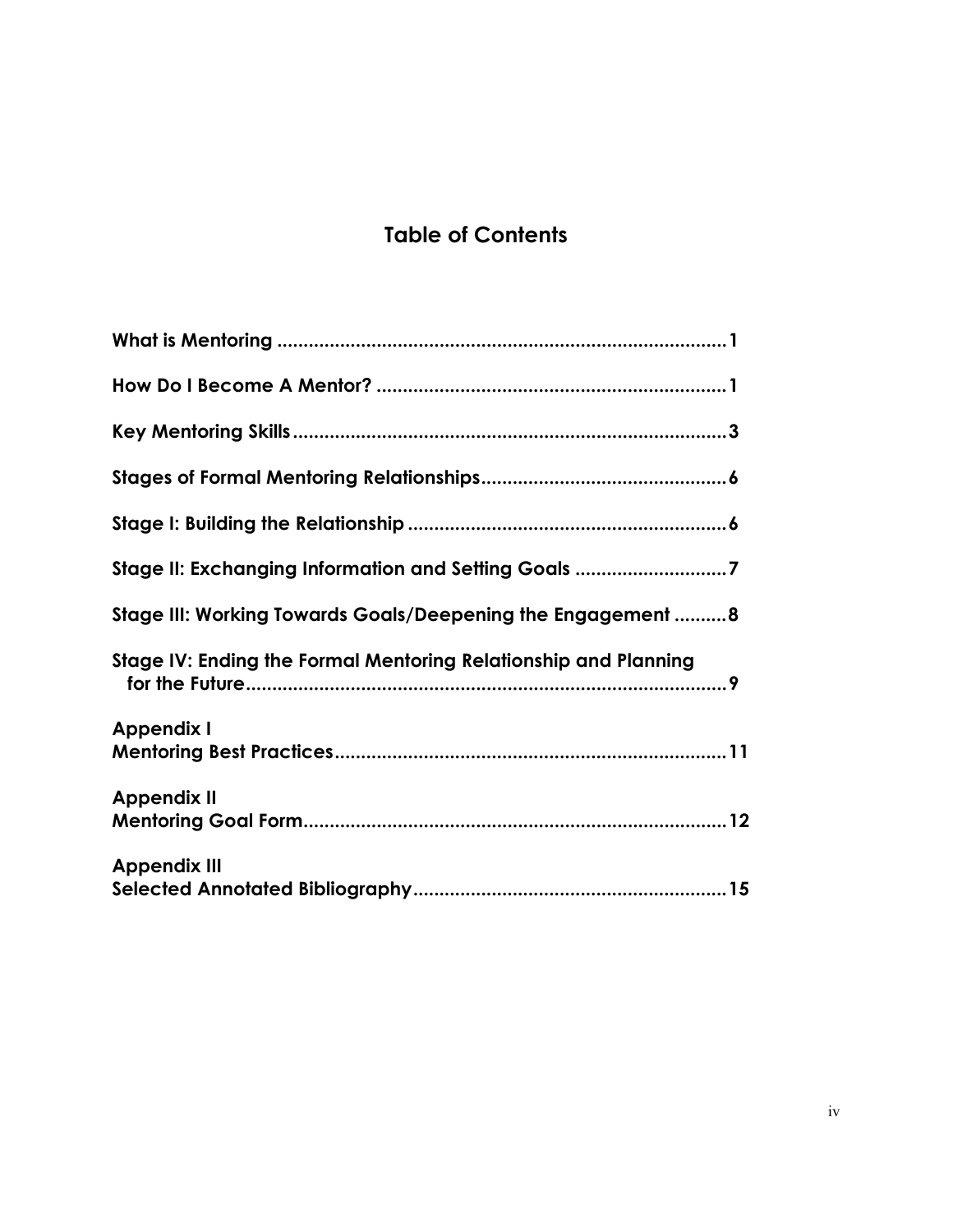# Table of Contents

**What is Mentoring** ........................................................................................ **1**

**How Do I Become A Mentor?** ...................................................................... **1**

**Key Mentoring Skills** ..................................................................................... **3**

**Stages of Formal Mentoring Relationships** ................................................ **6**

**Stage I: Building the Relationship** ............................................................... **6**

**Stage II: Exchanging Information and Setting Goals** ................................ **7**

**Stage III: Working Towards Goals/Deepening the Engagement** .......... **8**

**Stage IV: Ending the Formal Mentoring Relationship and Planning for the Future** ............................................................................................ **9**

**Appendix I**
**Mentoring Best Practices** ............................................................................ **11**

**Appendix II**
**Mentoring Goal Form** .................................................................................. **12**

**Appendix III**
**Selected Annotated Bibliography** ............................................................. **15**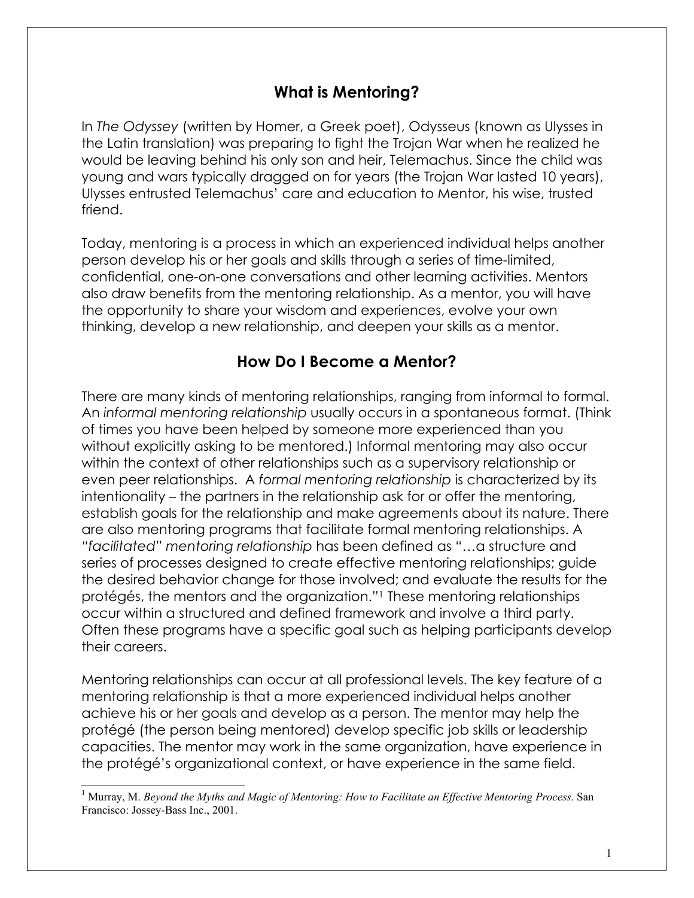## What is Mentoring?

In *The Odyssey* (written by Homer, a Greek poet), Odysseus (known as Ulysses in the Latin translation) was preparing to fight the Trojan War when he realized he would be leaving behind his only son and heir, Telemachus. Since the child was young and wars typically dragged on for years (the Trojan War lasted 10 years), Ulysses entrusted Telemachus' care and education to Mentor, his wise, trusted friend.

Today, mentoring is a process in which an experienced individual helps another person develop his or her goals and skills through a series of time-limited, confidential, one-on-one conversations and other learning activities. Mentors also draw benefits from the mentoring relationship. As a mentor, you will have the opportunity to share your wisdom and experiences, evolve your own thinking, develop a new relationship, and deepen your skills as a mentor.

## How Do I Become a Mentor?

There are many kinds of mentoring relationships, ranging from informal to formal. An *informal mentoring relationship* usually occurs in a spontaneous format. (Think of times you have been helped by someone more experienced than you without explicitly asking to be mentored.) Informal mentoring may also occur within the context of other relationships such as a supervisory relationship or even peer relationships. A *formal mentoring relationship* is characterized by its intentionality – the partners in the relationship ask for or offer the mentoring, establish goals for the relationship and make agreements about its nature. There are also mentoring programs that facilitate formal mentoring relationships. A *"facilitated" mentoring relationship* has been defined as "…a structure and series of processes designed to create effective mentoring relationships; guide the desired behavior change for those involved; and evaluate the results for the protégés, the mentors and the organization."[1] These mentoring relationships occur within a structured and defined framework and involve a third party. Often these programs have a specific goal such as helping participants develop their careers.

Mentoring relationships can occur at all professional levels. The key feature of a mentoring relationship is that a more experienced individual helps another achieve his or her goals and develop as a person. The mentor may help the protégé (the person being mentored) develop specific job skills or leadership capacities. The mentor may work in the same organization, have experience in the protégé's organizational context, or have experience in the same field.

---

[1] Murray, M. *Beyond the Myths and Magic of Mentoring: How to Facilitate an Effective Mentoring Process.* San Francisco: Jossey-Bass Inc., 2001.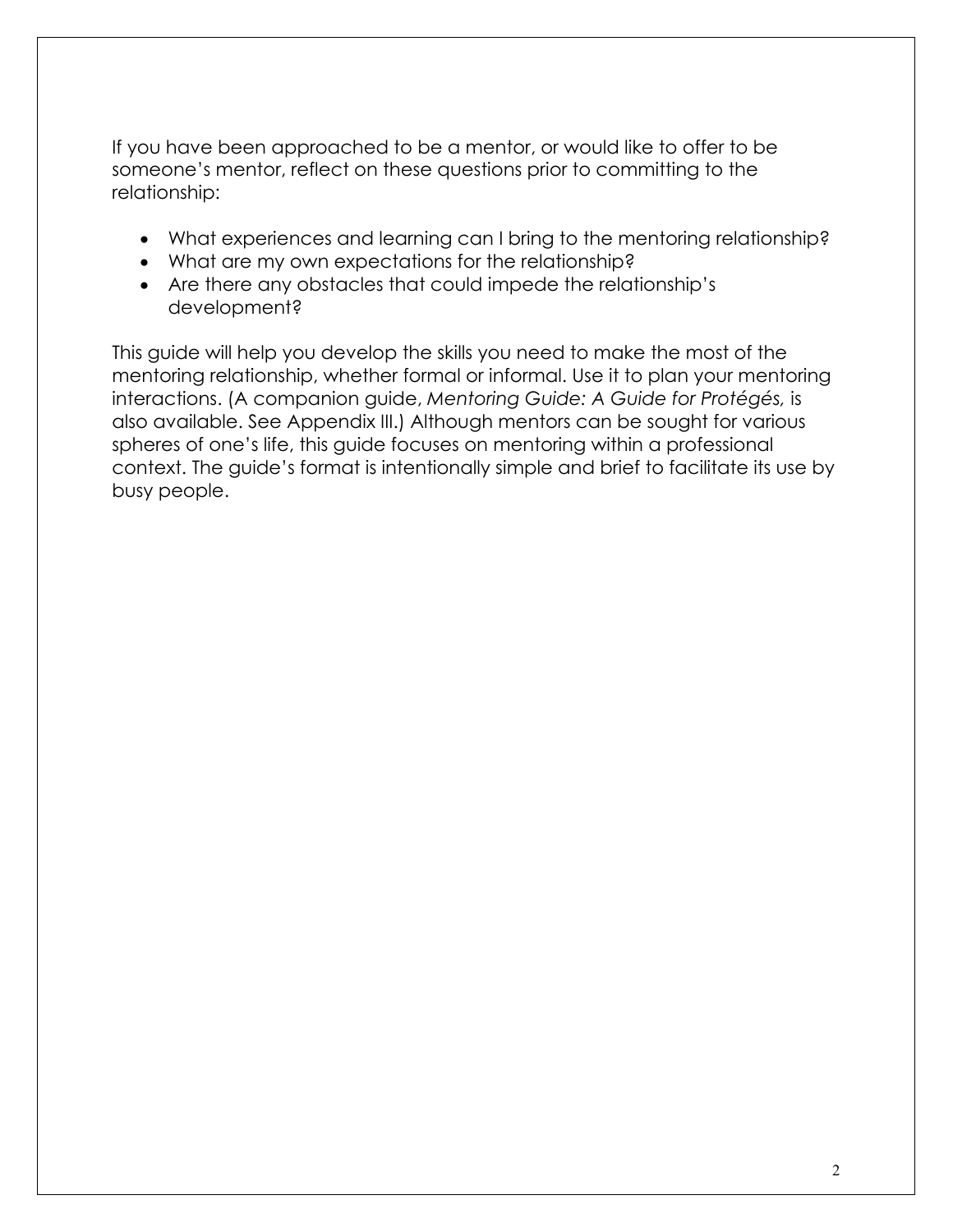If you have been approached to be a mentor, or would like to offer to be someone's mentor, reflect on these questions prior to committing to the relationship:

- What experiences and learning can I bring to the mentoring relationship?
- What are my own expectations for the relationship?
- Are there any obstacles that could impede the relationship's development?

This guide will help you develop the skills you need to make the most of the mentoring relationship, whether formal or informal. Use it to plan your mentoring interactions. (A companion guide, *Mentoring Guide: A Guide for Protégés,* is also available. See Appendix III.) Although mentors can be sought for various spheres of one's life, this guide focuses on mentoring within a professional context. The guide's format is intentionally simple and brief to facilitate its use by busy people.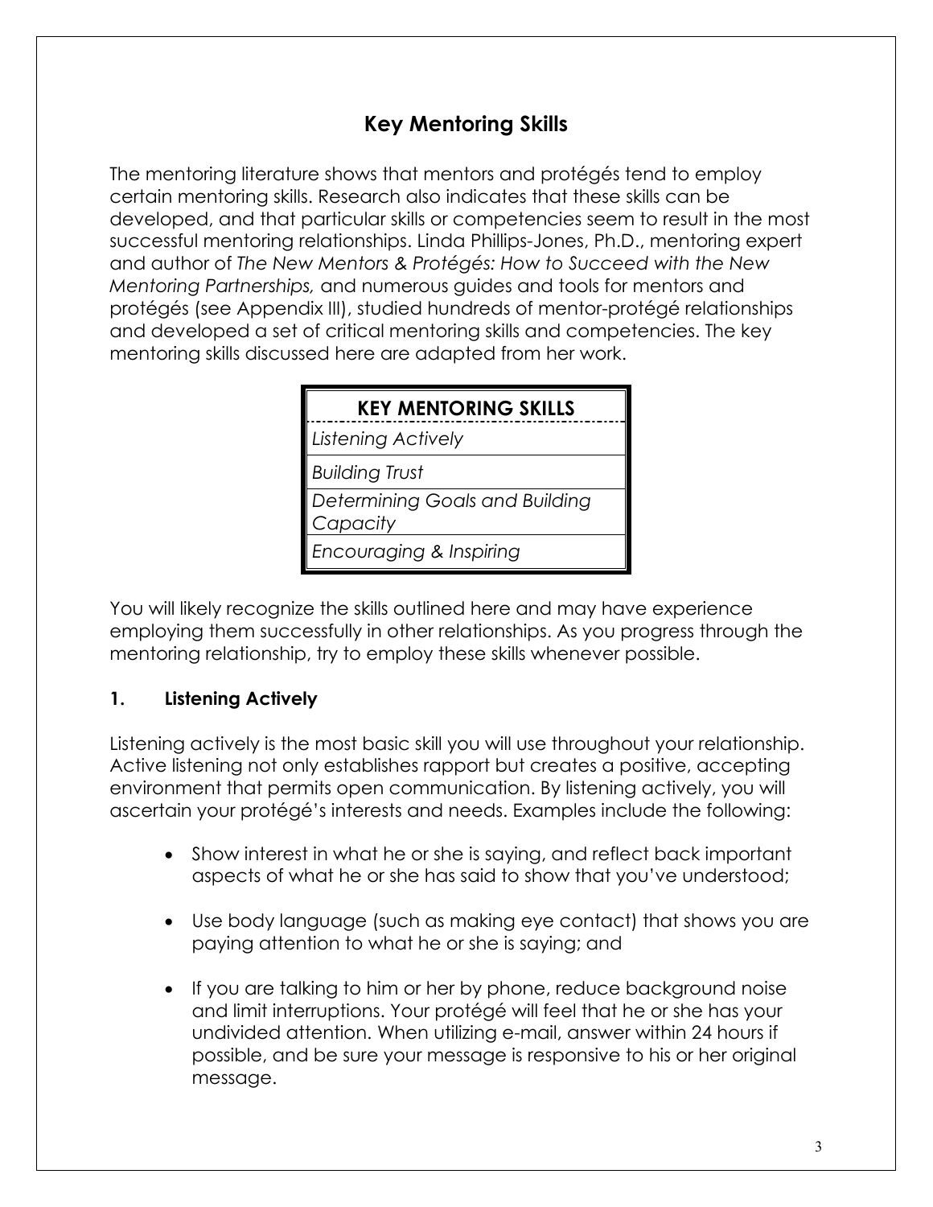## Key Mentoring Skills

The mentoring literature shows that mentors and protégés tend to employ certain mentoring skills. Research also indicates that these skills can be developed, and that particular skills or competencies seem to result in the most successful mentoring relationships. Linda Phillips-Jones, Ph.D., mentoring expert and author of *The New Mentors & Protégés: How to Succeed with the New Mentoring Partnerships,* and numerous guides and tools for mentors and protégés (see Appendix III), studied hundreds of mentor-protégé relationships and developed a set of critical mentoring skills and competencies. The key mentoring skills discussed here are adapted from her work.

| KEY MENTORING SKILLS |
| --- |
| *Listening Actively* |
| *Building Trust* |
| *Determining Goals and Building Capacity* |
| *Encouraging & Inspiring* |

You will likely recognize the skills outlined here and may have experience employing them successfully in other relationships. As you progress through the mentoring relationship, try to employ these skills whenever possible.

### 1. Listening Actively

Listening actively is the most basic skill you will use throughout your relationship. Active listening not only establishes rapport but creates a positive, accepting environment that permits open communication. By listening actively, you will ascertain your protégé's interests and needs. Examples include the following:

- Show interest in what he or she is saying, and reflect back important aspects of what he or she has said to show that you've understood;
- Use body language (such as making eye contact) that shows you are paying attention to what he or she is saying; and
- If you are talking to him or her by phone, reduce background noise and limit interruptions. Your protégé will feel that he or she has your undivided attention. When utilizing e-mail, answer within 24 hours if possible, and be sure your message is responsive to his or her original message.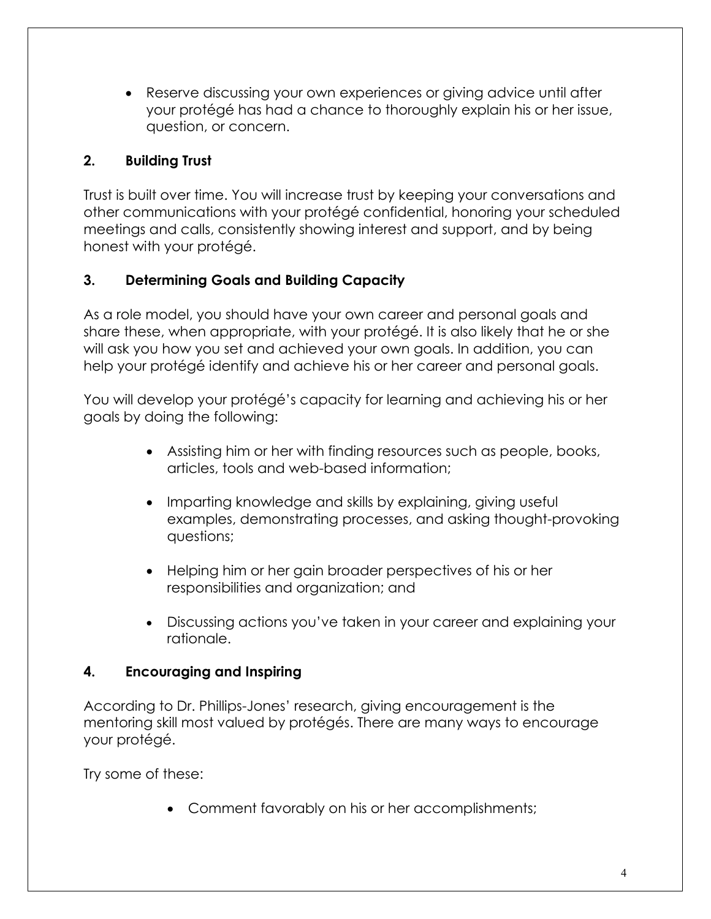- Reserve discussing your own experiences or giving advice until after your protégé has had a chance to thoroughly explain his or her issue, question, or concern.

### 2. Building Trust

Trust is built over time. You will increase trust by keeping your conversations and other communications with your protégé confidential, honoring your scheduled meetings and calls, consistently showing interest and support, and by being honest with your protégé.

### 3. Determining Goals and Building Capacity

As a role model, you should have your own career and personal goals and share these, when appropriate, with your protégé. It is also likely that he or she will ask you how you set and achieved your own goals. In addition, you can help your protégé identify and achieve his or her career and personal goals.

You will develop your protégé's capacity for learning and achieving his or her goals by doing the following:

- Assisting him or her with finding resources such as people, books, articles, tools and web-based information;
- Imparting knowledge and skills by explaining, giving useful examples, demonstrating processes, and asking thought-provoking questions;
- Helping him or her gain broader perspectives of his or her responsibilities and organization; and
- Discussing actions you've taken in your career and explaining your rationale.

### 4. Encouraging and Inspiring

According to Dr. Phillips-Jones' research, giving encouragement is the mentoring skill most valued by protégés. There are many ways to encourage your protégé.

Try some of these:

- Comment favorably on his or her accomplishments;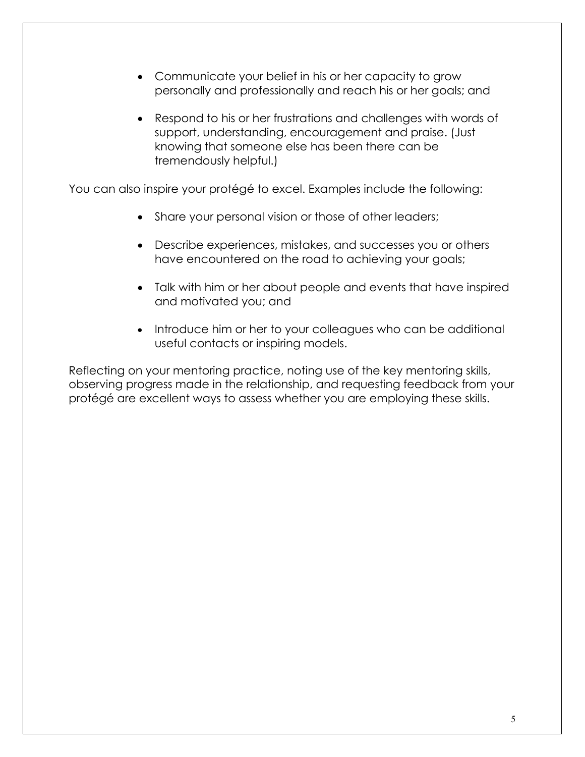- Communicate your belief in his or her capacity to grow personally and professionally and reach his or her goals; and
- Respond to his or her frustrations and challenges with words of support, understanding, encouragement and praise. (Just knowing that someone else has been there can be tremendously helpful.)

You can also inspire your protégé to excel. Examples include the following:

- Share your personal vision or those of other leaders;
- Describe experiences, mistakes, and successes you or others have encountered on the road to achieving your goals;
- Talk with him or her about people and events that have inspired and motivated you; and
- Introduce him or her to your colleagues who can be additional useful contacts or inspiring models.

Reflecting on your mentoring practice, noting use of the key mentoring skills, observing progress made in the relationship, and requesting feedback from your protégé are excellent ways to assess whether you are employing these skills.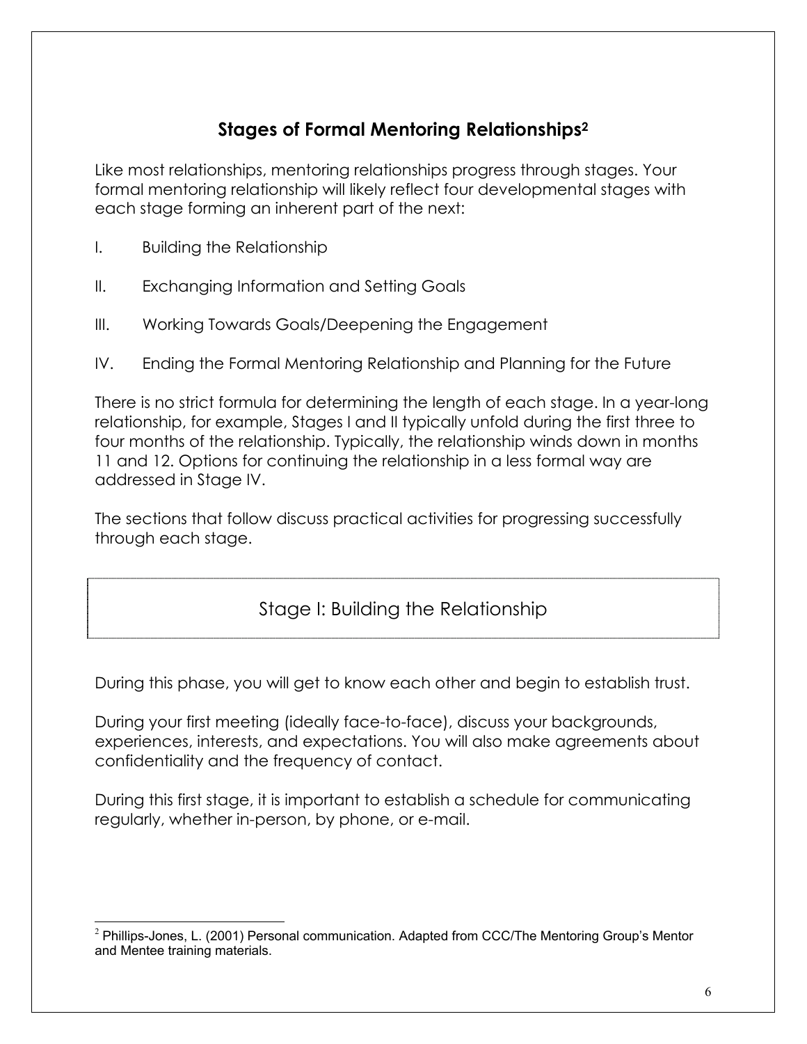## Stages of Formal Mentoring Relationships[2]

Like most relationships, mentoring relationships progress through stages. Your formal mentoring relationship will likely reflect four developmental stages with each stage forming an inherent part of the next:

I. Building the Relationship

II. Exchanging Information and Setting Goals

III. Working Towards Goals/Deepening the Engagement

IV. Ending the Formal Mentoring Relationship and Planning for the Future

There is no strict formula for determining the length of each stage. In a year-long relationship, for example, Stages I and II typically unfold during the first three to four months of the relationship. Typically, the relationship winds down in months 11 and 12. Options for continuing the relationship in a less formal way are addressed in Stage IV.

The sections that follow discuss practical activities for progressing successfully through each stage.

### Stage I: Building the Relationship

During this phase, you will get to know each other and begin to establish trust.

During your first meeting (ideally face-to-face), discuss your backgrounds, experiences, interests, and expectations. You will also make agreements about confidentiality and the frequency of contact.

During this first stage, it is important to establish a schedule for communicating regularly, whether in-person, by phone, or e-mail.

[2] Phillips-Jones, L. (2001) Personal communication. Adapted from CCC/The Mentoring Group's Mentor and Mentee training materials.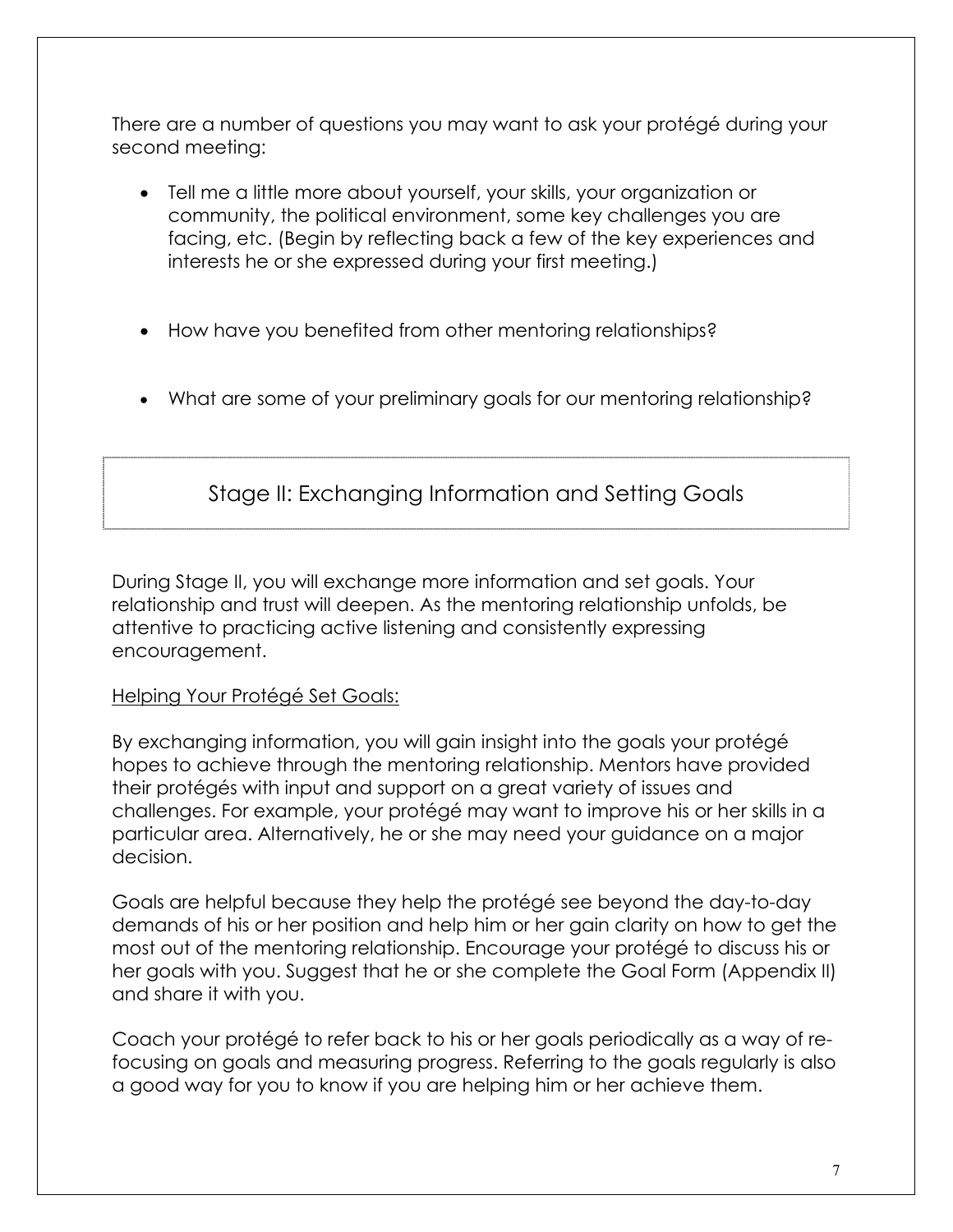There are a number of questions you may want to ask your protégé during your second meeting:

- Tell me a little more about yourself, your skills, your organization or community, the political environment, some key challenges you are facing, etc. (Begin by reflecting back a few of the key experiences and interests he or she expressed during your first meeting.)

- How have you benefited from other mentoring relationships?

- What are some of your preliminary goals for our mentoring relationship?

## Stage II: Exchanging Information and Setting Goals

During Stage II, you will exchange more information and set goals. Your relationship and trust will deepen. As the mentoring relationship unfolds, be attentive to practicing active listening and consistently expressing encouragement.

<u>Helping Your Protégé Set Goals:</u>

By exchanging information, you will gain insight into the goals your protégé hopes to achieve through the mentoring relationship. Mentors have provided their protégés with input and support on a great variety of issues and challenges. For example, your protégé may want to improve his or her skills in a particular area. Alternatively, he or she may need your guidance on a major decision.

Goals are helpful because they help the protégé see beyond the day-to-day demands of his or her position and help him or her gain clarity on how to get the most out of the mentoring relationship. Encourage your protégé to discuss his or her goals with you. Suggest that he or she complete the Goal Form (Appendix II) and share it with you.

Coach your protégé to refer back to his or her goals periodically as a way of re-focusing on goals and measuring progress. Referring to the goals regularly is also a good way for you to know if you are helping him or her achieve them.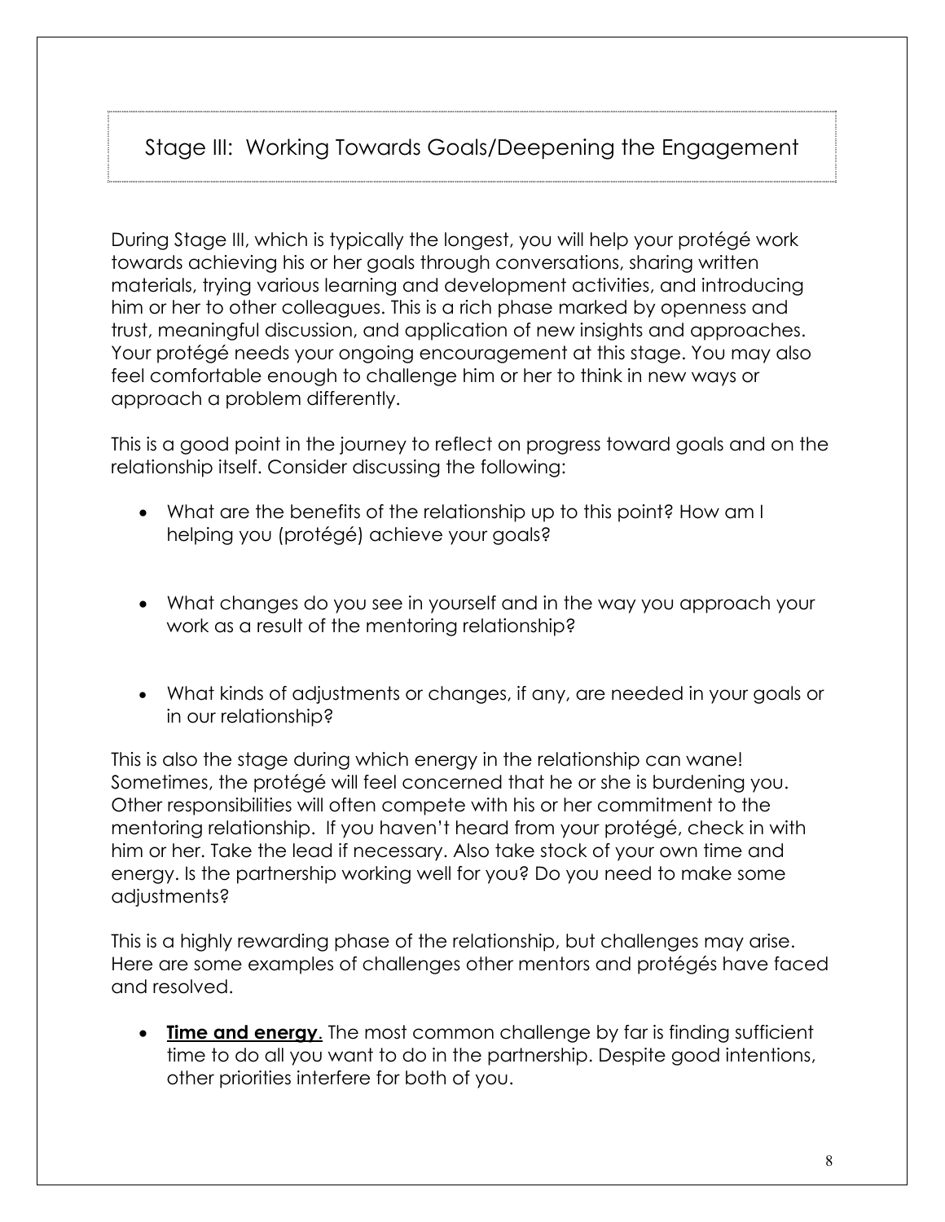## Stage III: Working Towards Goals/Deepening the Engagement

During Stage III, which is typically the longest, you will help your protégé work towards achieving his or her goals through conversations, sharing written materials, trying various learning and development activities, and introducing him or her to other colleagues. This is a rich phase marked by openness and trust, meaningful discussion, and application of new insights and approaches. Your protégé needs your ongoing encouragement at this stage. You may also feel comfortable enough to challenge him or her to think in new ways or approach a problem differently.

This is a good point in the journey to reflect on progress toward goals and on the relationship itself. Consider discussing the following:

- What are the benefits of the relationship up to this point? How am I helping you (protégé) achieve your goals?
- What changes do you see in yourself and in the way you approach your work as a result of the mentoring relationship?
- What kinds of adjustments or changes, if any, are needed in your goals or in our relationship?

This is also the stage during which energy in the relationship can wane! Sometimes, the protégé will feel concerned that he or she is burdening you. Other responsibilities will often compete with his or her commitment to the mentoring relationship. If you haven't heard from your protégé, check in with him or her. Take the lead if necessary. Also take stock of your own time and energy. Is the partnership working well for you? Do you need to make some adjustments?

This is a highly rewarding phase of the relationship, but challenges may arise. Here are some examples of challenges other mentors and protégés have faced and resolved.

- **Time and energy**. The most common challenge by far is finding sufficient time to do all you want to do in the partnership. Despite good intentions, other priorities interfere for both of you.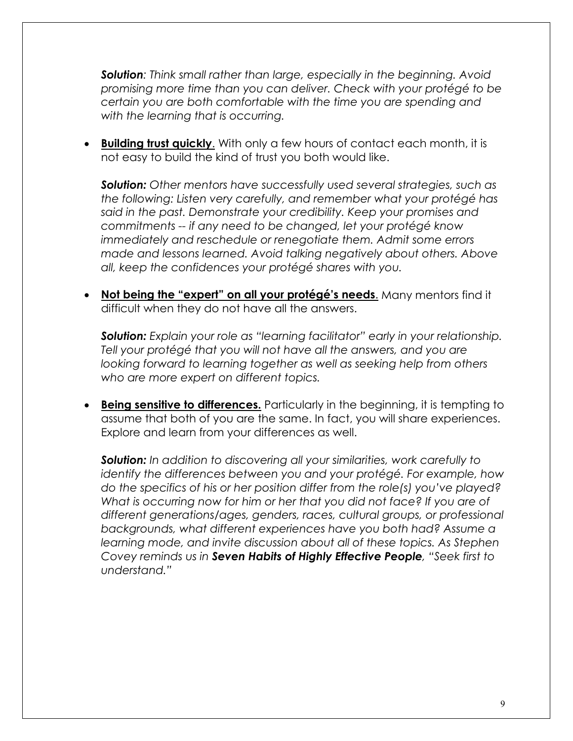***Solution**: Think small rather than large, especially in the beginning. Avoid promising more time than you can deliver. Check with your protégé to be certain you are both comfortable with the time you are spending and with the learning that is occurring.*

- **<u>Building trust quickly</u>**. With only a few hours of contact each month, it is not easy to build the kind of trust you both would like.

  ***Solution:** Other mentors have successfully used several strategies, such as the following: Listen very carefully, and remember what your protégé has said in the past. Demonstrate your credibility. Keep your promises and commitments -- if any need to be changed, let your protégé know immediately and reschedule or renegotiate them. Admit some errors made and lessons learned. Avoid talking negatively about others. Above all, keep the confidences your protégé shares with you.*

- **<u>Not being the "expert" on all your protégé's needs</u>**. Many mentors find it difficult when they do not have all the answers.

  ***Solution:** Explain your role as "learning facilitator" early in your relationship. Tell your protégé that you will not have all the answers, and you are looking forward to learning together as well as seeking help from others who are more expert on different topics.*

- **<u>Being sensitive to differences.</u>** Particularly in the beginning, it is tempting to assume that both of you are the same. In fact, you will share experiences. Explore and learn from your differences as well.

  ***Solution:** In addition to discovering all your similarities, work carefully to identify the differences between you and your protégé. For example, how do the specifics of his or her position differ from the role(s) you've played? What is occurring now for him or her that you did not face? If you are of different generations/ages, genders, races, cultural groups, or professional backgrounds, what different experiences have you both had? Assume a learning mode, and invite discussion about all of these topics. As Stephen Covey reminds us in **Seven Habits of Highly Effective People**, "Seek first to understand."*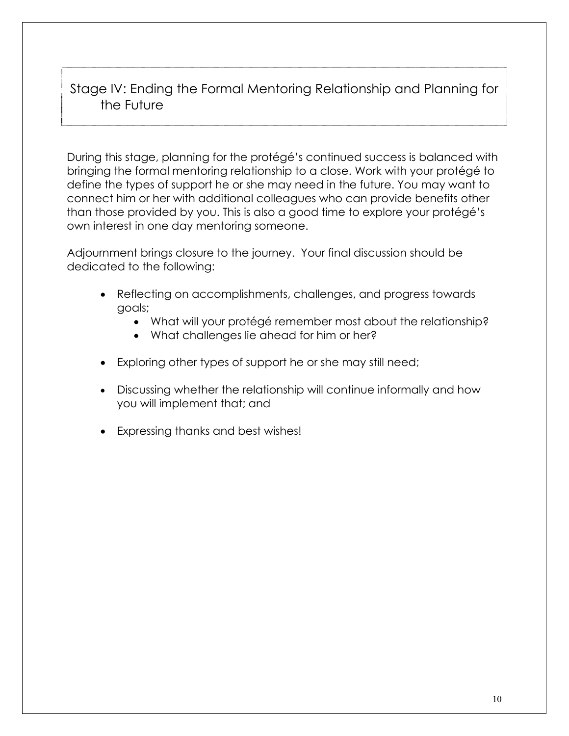## Stage IV: Ending the Formal Mentoring Relationship and Planning for the Future

During this stage, planning for the protégé's continued success is balanced with bringing the formal mentoring relationship to a close. Work with your protégé to define the types of support he or she may need in the future. You may want to connect him or her with additional colleagues who can provide benefits other than those provided by you. This is also a good time to explore your protégé's own interest in one day mentoring someone.

Adjournment brings closure to the journey. Your final discussion should be dedicated to the following:

- Reflecting on accomplishments, challenges, and progress towards goals;
  - What will your protégé remember most about the relationship?
  - What challenges lie ahead for him or her?
- Exploring other types of support he or she may still need;
- Discussing whether the relationship will continue informally and how you will implement that; and
- Expressing thanks and best wishes!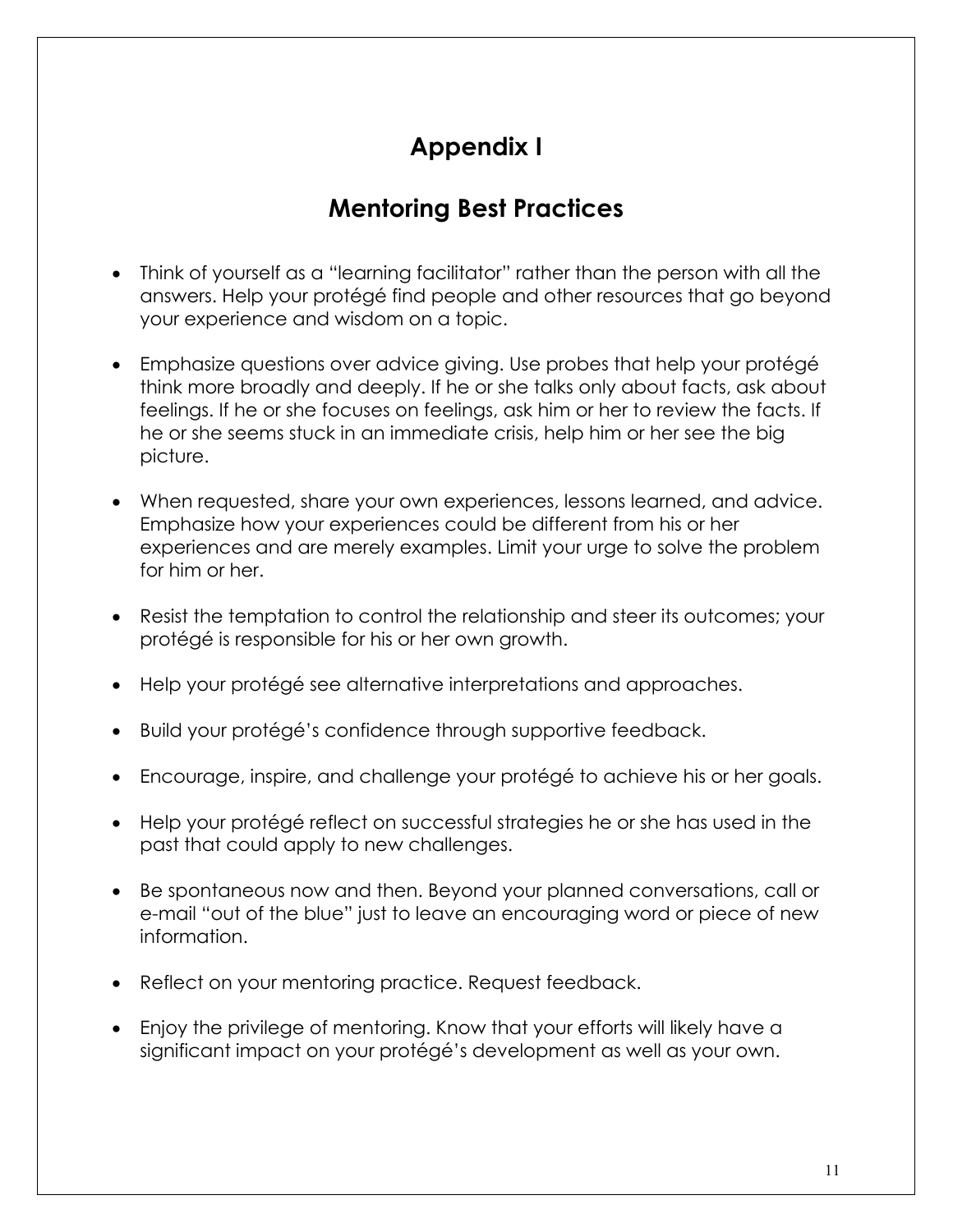# Appendix I

## Mentoring Best Practices

- Think of yourself as a "learning facilitator" rather than the person with all the answers. Help your protégé find people and other resources that go beyond your experience and wisdom on a topic.
- Emphasize questions over advice giving. Use probes that help your protégé think more broadly and deeply. If he or she talks only about facts, ask about feelings. If he or she focuses on feelings, ask him or her to review the facts. If he or she seems stuck in an immediate crisis, help him or her see the big picture.
- When requested, share your own experiences, lessons learned, and advice. Emphasize how your experiences could be different from his or her experiences and are merely examples. Limit your urge to solve the problem for him or her.
- Resist the temptation to control the relationship and steer its outcomes; your protégé is responsible for his or her own growth.
- Help your protégé see alternative interpretations and approaches.
- Build your protégé's confidence through supportive feedback.
- Encourage, inspire, and challenge your protégé to achieve his or her goals.
- Help your protégé reflect on successful strategies he or she has used in the past that could apply to new challenges.
- Be spontaneous now and then. Beyond your planned conversations, call or e-mail "out of the blue" just to leave an encouraging word or piece of new information.
- Reflect on your mentoring practice. Request feedback.
- Enjoy the privilege of mentoring. Know that your efforts will likely have a significant impact on your protégé's development as well as your own.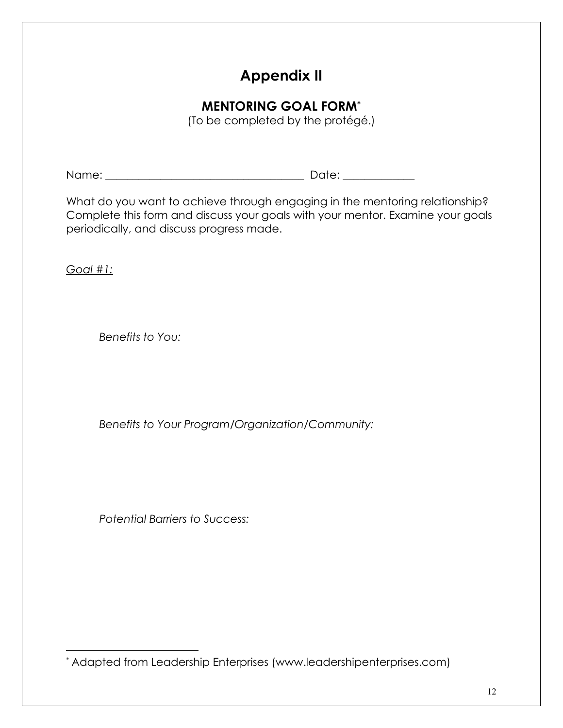# Appendix II

## MENTORING GOAL FORM*

(To be completed by the protégé.)

Name: ___________________________________ Date: ____________

What do you want to achieve through engaging in the mentoring relationship? Complete this form and discuss your goals with your mentor. Examine your goals periodically, and discuss progress made.

<u>*Goal #1:*</u>

*Benefits to You:*

*Benefits to Your Program/Organization/Community:*

*Potential Barriers to Success:*

---

* Adapted from Leadership Enterprises (www.leadershipenterprises.com)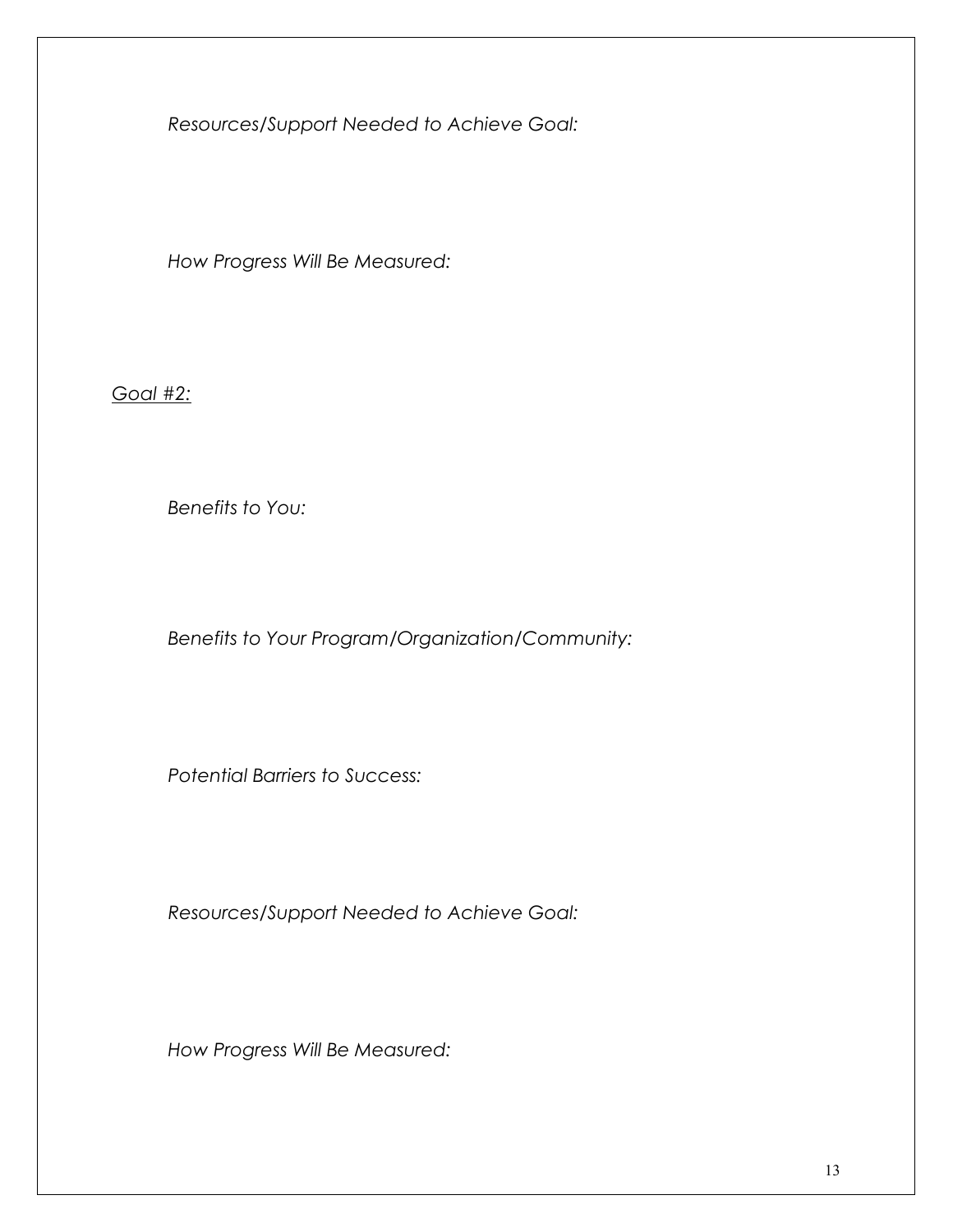*Resources/Support Needed to Achieve Goal:*

*How Progress Will Be Measured:*

<u>*Goal #2:*</u>

*Benefits to You:*

*Benefits to Your Program/Organization/Community:*

*Potential Barriers to Success:*

*Resources/Support Needed to Achieve Goal:*

*How Progress Will Be Measured:*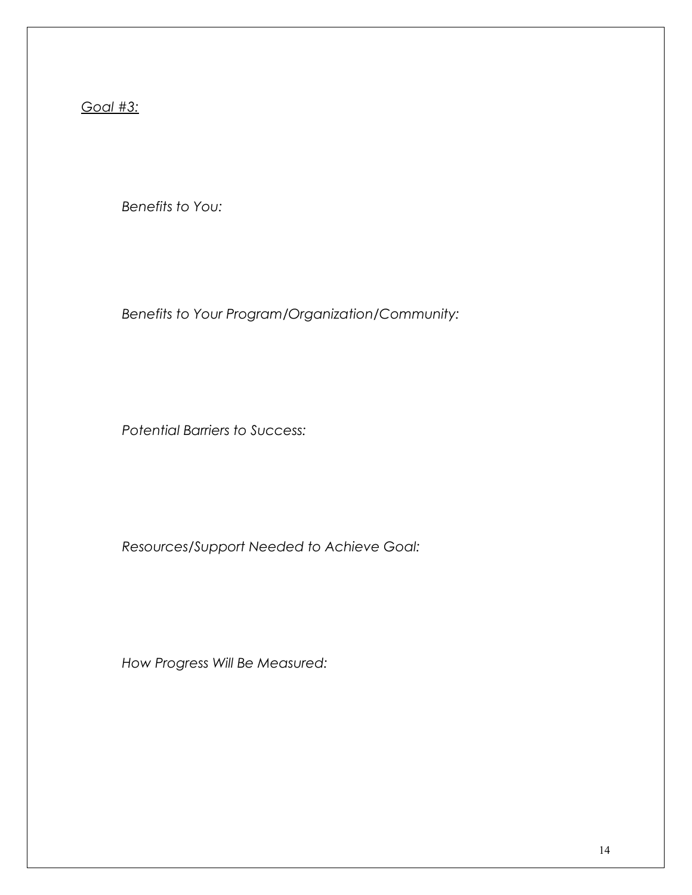<u>*Goal #3:*</u>

*Benefits to You:*

*Benefits to Your Program/Organization/Community:*

*Potential Barriers to Success:*

*Resources/Support Needed to Achieve Goal:*

*How Progress Will Be Measured:*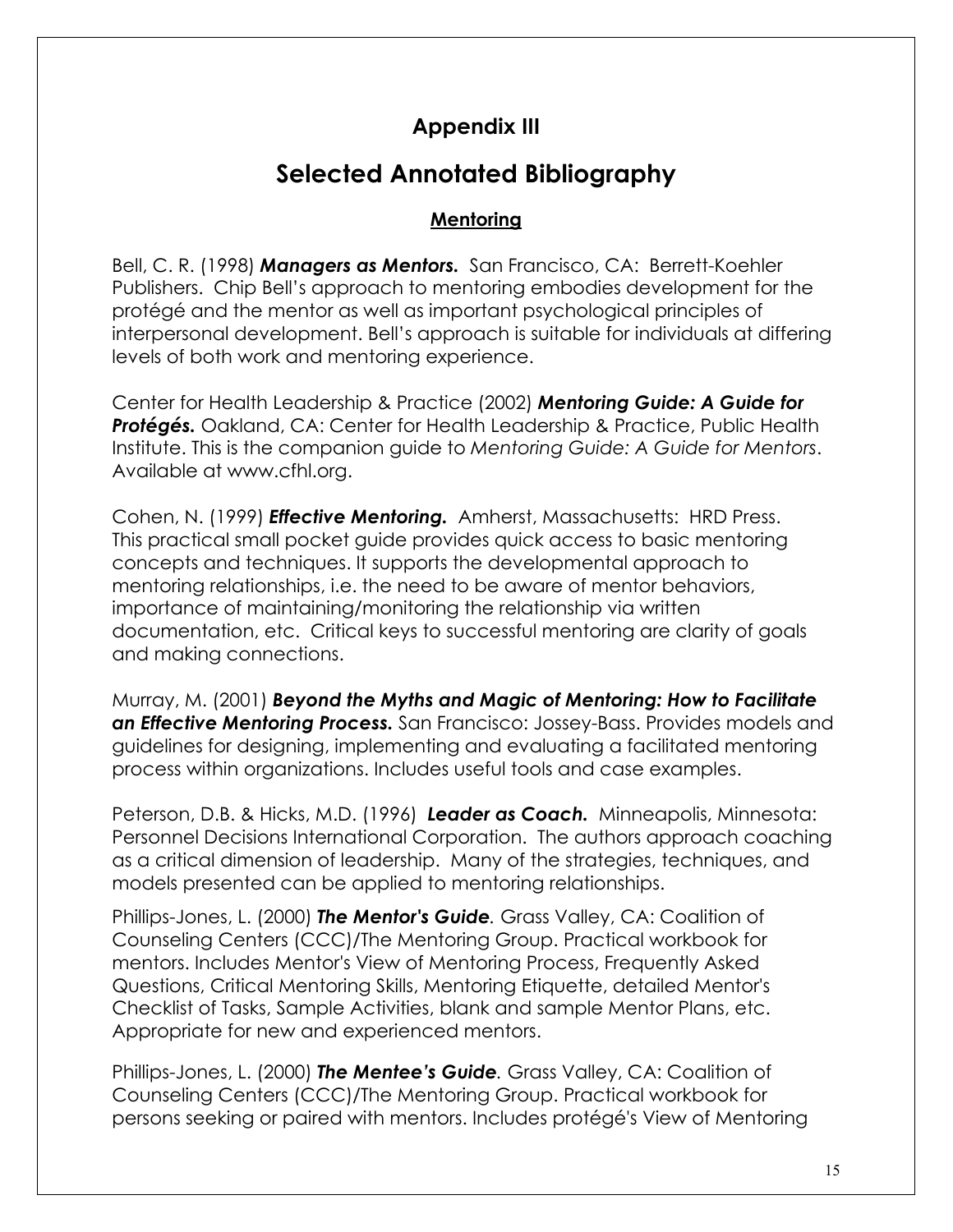## Appendix III

# Selected Annotated Bibliography

### Mentoring

Bell, C. R. (1998) ***Managers as Mentors.*** San Francisco, CA: Berrett-Koehler Publishers. Chip Bell's approach to mentoring embodies development for the protégé and the mentor as well as important psychological principles of interpersonal development. Bell's approach is suitable for individuals at differing levels of both work and mentoring experience.

Center for Health Leadership & Practice (2002) ***Mentoring Guide: A Guide for Protégés.*** Oakland, CA: Center for Health Leadership & Practice, Public Health Institute. This is the companion guide to *Mentoring Guide: A Guide for Mentors*. Available at www.cfhl.org.

Cohen, N. (1999) ***Effective Mentoring.*** Amherst, Massachusetts: HRD Press. This practical small pocket guide provides quick access to basic mentoring concepts and techniques. It supports the developmental approach to mentoring relationships, i.e. the need to be aware of mentor behaviors, importance of maintaining/monitoring the relationship via written documentation, etc. Critical keys to successful mentoring are clarity of goals and making connections.

Murray, M. (2001) ***Beyond the Myths and Magic of Mentoring: How to Facilitate an Effective Mentoring Process.*** San Francisco: Jossey-Bass. Provides models and guidelines for designing, implementing and evaluating a facilitated mentoring process within organizations. Includes useful tools and case examples.

Peterson, D.B. & Hicks, M.D. (1996) ***Leader as Coach.*** Minneapolis, Minnesota: Personnel Decisions International Corporation. The authors approach coaching as a critical dimension of leadership. Many of the strategies, techniques, and models presented can be applied to mentoring relationships.

Phillips-Jones, L. (2000) ***The Mentor's Guide***. Grass Valley, CA: Coalition of Counseling Centers (CCC)/The Mentoring Group. Practical workbook for mentors. Includes Mentor's View of Mentoring Process, Frequently Asked Questions, Critical Mentoring Skills, Mentoring Etiquette, detailed Mentor's Checklist of Tasks, Sample Activities, blank and sample Mentor Plans, etc. Appropriate for new and experienced mentors.

Phillips-Jones, L. (2000) ***The Mentee's Guide***. Grass Valley, CA: Coalition of Counseling Centers (CCC)/The Mentoring Group. Practical workbook for persons seeking or paired with mentors. Includes protégé's View of Mentoring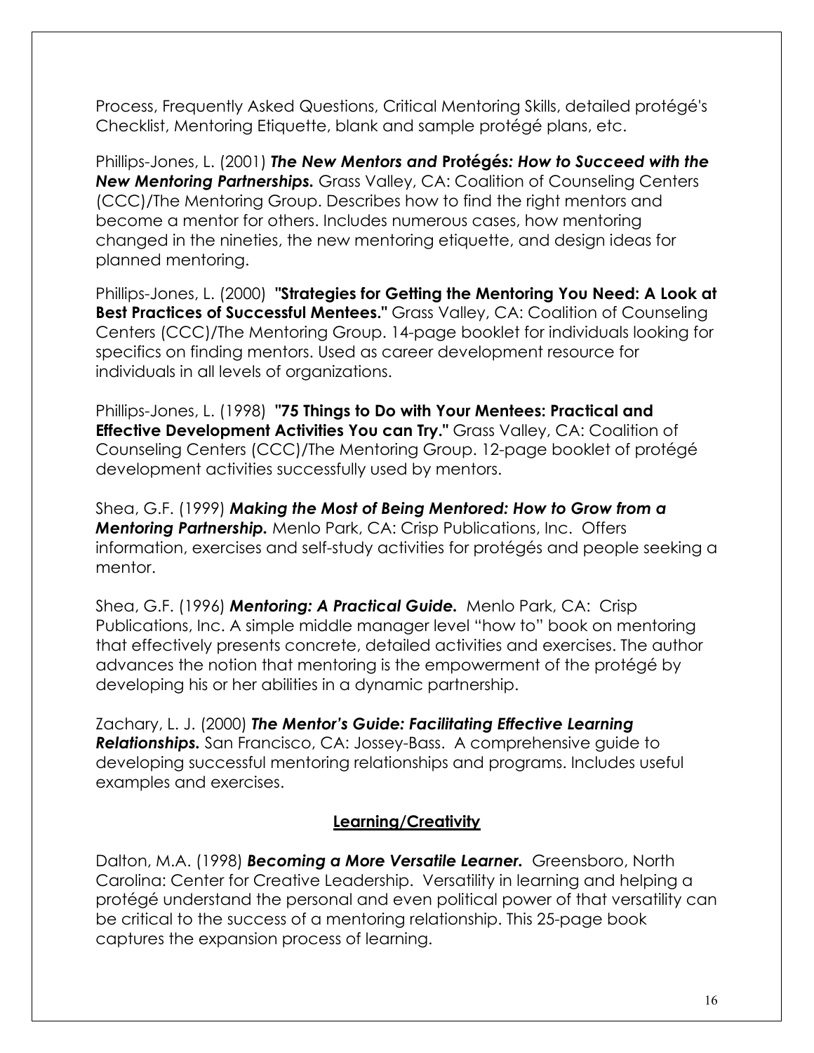Process, Frequently Asked Questions, Critical Mentoring Skills, detailed protégé's Checklist, Mentoring Etiquette, blank and sample protégé plans, etc.

Phillips-Jones, L. (2001) ***The New Mentors and* Protégés*: How to Succeed with the New Mentoring Partnerships.*** Grass Valley, CA: Coalition of Counseling Centers (CCC)/The Mentoring Group. Describes how to find the right mentors and become a mentor for others. Includes numerous cases, how mentoring changed in the nineties, the new mentoring etiquette, and design ideas for planned mentoring.

Phillips-Jones, L. (2000) **"Strategies for Getting the Mentoring You Need: A Look at Best Practices of Successful Mentees."** Grass Valley, CA: Coalition of Counseling Centers (CCC)/The Mentoring Group. 14-page booklet for individuals looking for specifics on finding mentors. Used as career development resource for individuals in all levels of organizations.

Phillips-Jones, L. (1998) **"75 Things to Do with Your Mentees: Practical and Effective Development Activities You can Try."** Grass Valley, CA: Coalition of Counseling Centers (CCC)/The Mentoring Group. 12-page booklet of protégé development activities successfully used by mentors.

Shea, G.F. (1999) ***Making the Most of Being Mentored: How to Grow from a Mentoring Partnership.*** Menlo Park, CA: Crisp Publications, Inc. Offers information, exercises and self-study activities for protégés and people seeking a mentor.

Shea, G.F. (1996) ***Mentoring: A Practical Guide.*** Menlo Park, CA: Crisp Publications, Inc. A simple middle manager level "how to" book on mentoring that effectively presents concrete, detailed activities and exercises. The author advances the notion that mentoring is the empowerment of the protégé by developing his or her abilities in a dynamic partnership.

Zachary, L. J. (2000) ***The Mentor's Guide: Facilitating Effective Learning Relationships.*** San Francisco, CA: Jossey-Bass. A comprehensive guide to developing successful mentoring relationships and programs. Includes useful examples and exercises.

## Learning/Creativity

Dalton, M.A. (1998) ***Becoming a More Versatile Learner.*** Greensboro, North Carolina: Center for Creative Leadership. Versatility in learning and helping a protégé understand the personal and even political power of that versatility can be critical to the success of a mentoring relationship. This 25-page book captures the expansion process of learning.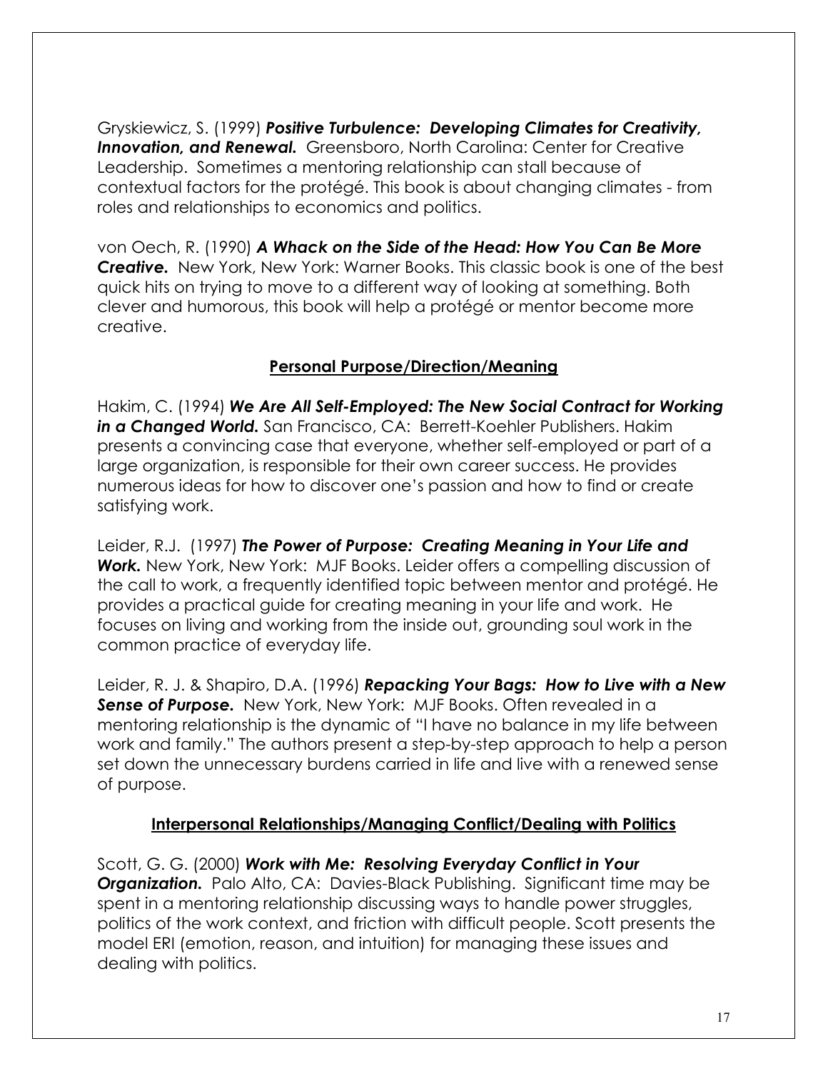Gryskiewicz, S. (1999) ***Positive Turbulence: Developing Climates for Creativity, Innovation, and Renewal.*** Greensboro, North Carolina: Center for Creative Leadership. Sometimes a mentoring relationship can stall because of contextual factors for the protégé. This book is about changing climates - from roles and relationships to economics and politics.

von Oech, R. (1990) ***A Whack on the Side of the Head: How You Can Be More Creative.*** New York, New York: Warner Books. This classic book is one of the best quick hits on trying to move to a different way of looking at something. Both clever and humorous, this book will help a protégé or mentor become more creative.

## Personal Purpose/Direction/Meaning

Hakim, C. (1994) ***We Are All Self-Employed: The New Social Contract for Working in a Changed World.*** San Francisco, CA: Berrett-Koehler Publishers. Hakim presents a convincing case that everyone, whether self-employed or part of a large organization, is responsible for their own career success. He provides numerous ideas for how to discover one's passion and how to find or create satisfying work.

Leider, R.J. (1997) ***The Power of Purpose: Creating Meaning in Your Life and Work.*** New York, New York: MJF Books. Leider offers a compelling discussion of the call to work, a frequently identified topic between mentor and protégé. He provides a practical guide for creating meaning in your life and work. He focuses on living and working from the inside out, grounding soul work in the common practice of everyday life.

Leider, R. J. & Shapiro, D.A. (1996) ***Repacking Your Bags: How to Live with a New Sense of Purpose.*** New York, New York: MJF Books. Often revealed in a mentoring relationship is the dynamic of "I have no balance in my life between work and family." The authors present a step-by-step approach to help a person set down the unnecessary burdens carried in life and live with a renewed sense of purpose.

## Interpersonal Relationships/Managing Conflict/Dealing with Politics

Scott, G. G. (2000) ***Work with Me: Resolving Everyday Conflict in Your Organization.*** Palo Alto, CA: Davies-Black Publishing. Significant time may be spent in a mentoring relationship discussing ways to handle power struggles, politics of the work context, and friction with difficult people. Scott presents the model ERI (emotion, reason, and intuition) for managing these issues and dealing with politics.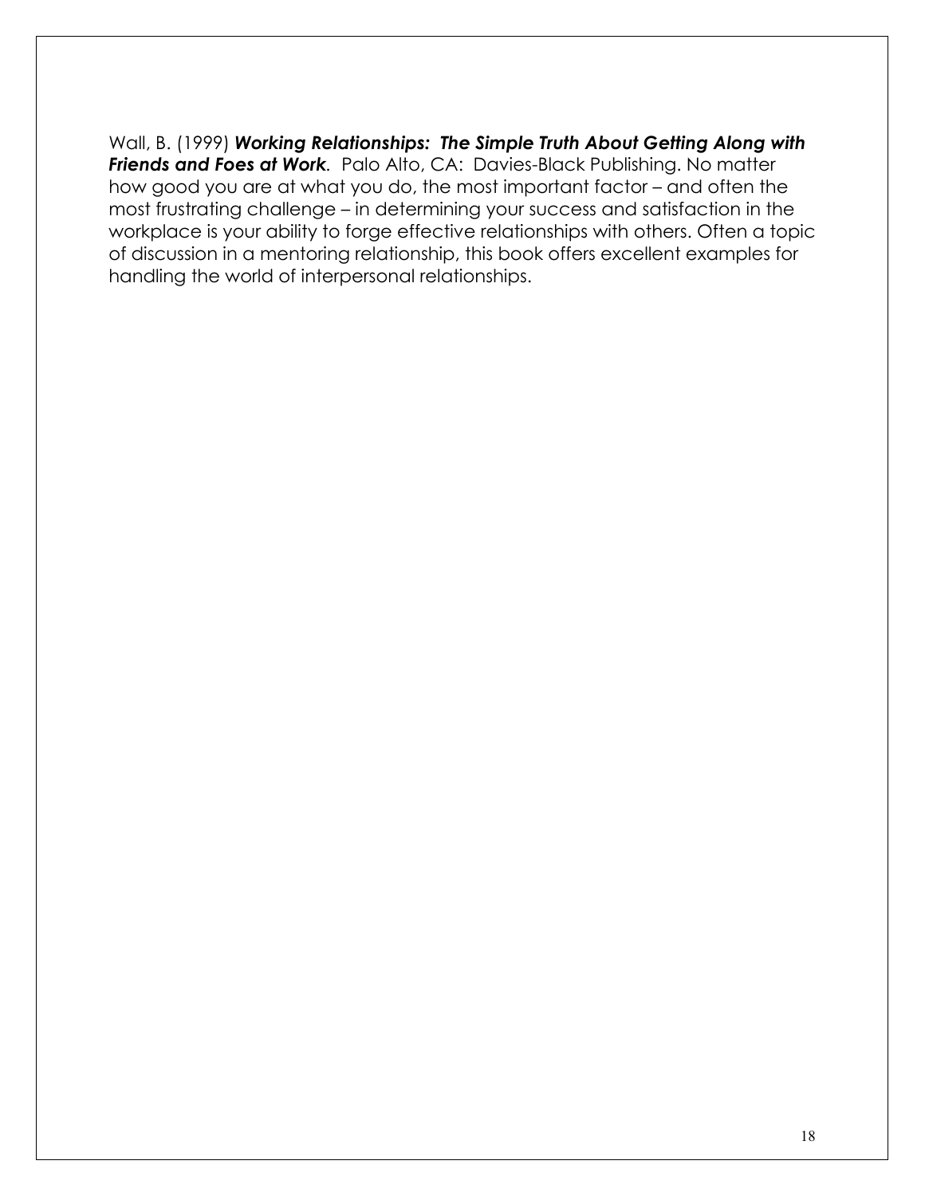Wall, B. (1999) ***Working Relationships: The Simple Truth About Getting Along with Friends and Foes at Work***. Palo Alto, CA: Davies-Black Publishing. No matter how good you are at what you do, the most important factor – and often the most frustrating challenge – in determining your success and satisfaction in the workplace is your ability to forge effective relationships with others. Often a topic of discussion in a mentoring relationship, this book offers excellent examples for handling the world of interpersonal relationships.